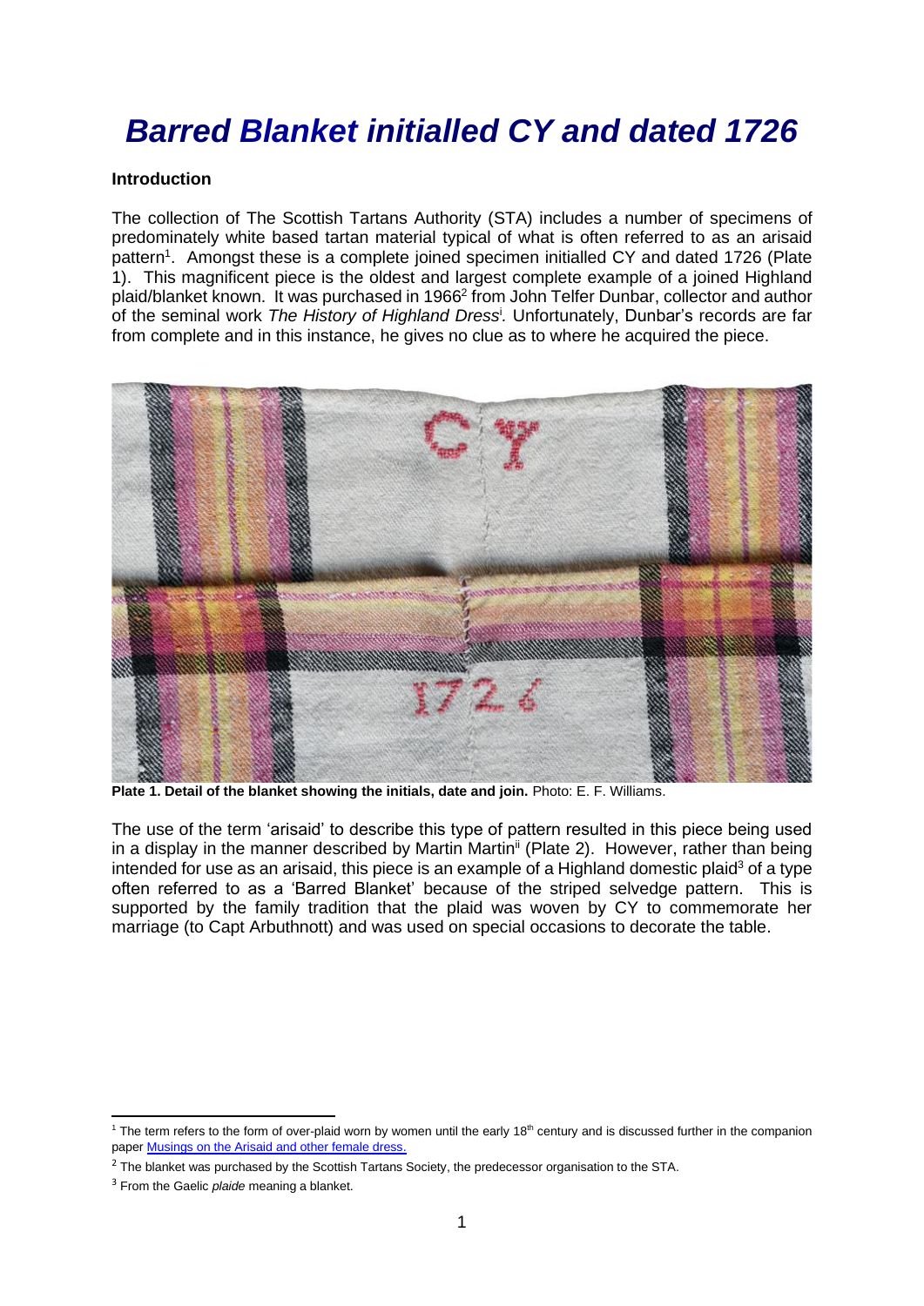# *Barred Blanket initialled CY and dated 1726*

**Introduction**

The collection of The Scottish Tartans Authority (STA) includes a number of specimens of predominately white based tartan material typical of what is often referred to as an arisaid pattern[1]. Amongst these is a complete joined specimen initialled CY and dated 1726 (Plate 1). This magnificent piece is the oldest and largest complete example of a joined Highland plaid/blanket known. It was purchased in 1966[2] from John Telfer Dunbar, collector and author of the seminal work *The History of Highland Dress*[i]. Unfortunately, Dunbar's records are far from complete and in this instance, he gives no clue as to where he acquired the piece.

**Plate 1. Detail of the blanket showing the initials, date and join.** Photo: E. F. Williams.

The use of the term 'arisaid' to describe this type of pattern resulted in this piece being used in a display in the manner described by Martin Martin[ii] (Plate 2). However, rather than being intended for use as an arisaid, this piece is an example of a Highland domestic plaid[3] of a type often referred to as a 'Barred Blanket' because of the striped selvedge pattern. This is supported by the family tradition that the plaid was woven by CY to commemorate her marriage (to Capt Arbuthnott) and was used on special occasions to decorate the table.

---

[1] The term refers to the form of over-plaid worn by women until the early 18th century and is discussed further in the companion paper Musings on the Arisaid and other female dress.

[2] The blanket was purchased by the Scottish Tartans Society, the predecessor organisation to the STA.

[3] From the Gaelic *plaide* meaning a blanket.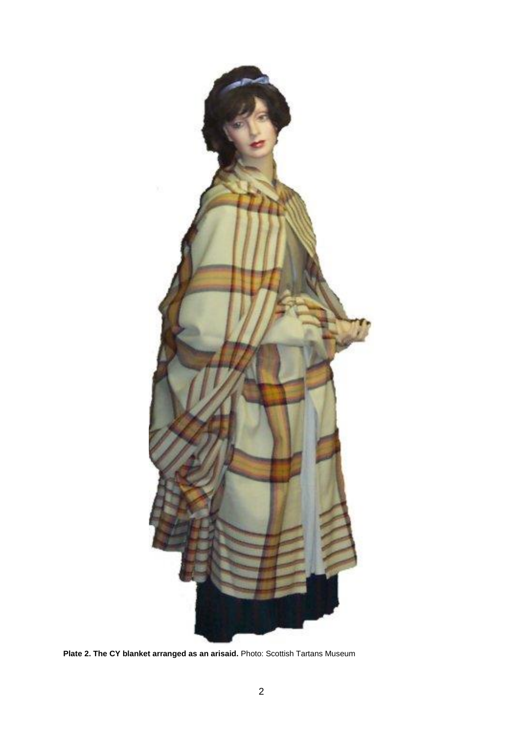**Plate 2. The CY blanket arranged as an arisaid.** Photo: Scottish Tartans Museum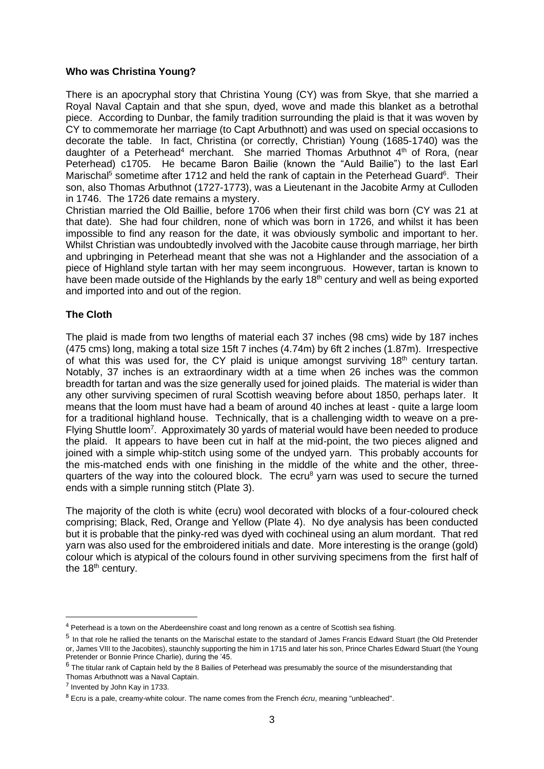**Who was Christina Young?**

There is an apocryphal story that Christina Young (CY) was from Skye, that she married a Royal Naval Captain and that she spun, dyed, wove and made this blanket as a betrothal piece. According to Dunbar, the family tradition surrounding the plaid is that it was woven by CY to commemorate her marriage (to Capt Arbuthnott) and was used on special occasions to decorate the table. In fact, Christina (or correctly, Christian) Young (1685-1740) was the daughter of a Peterhead[4] merchant. She married Thomas Arbuthnot 4th of Rora, (near Peterhead) c1705. He became Baron Bailie (known the "Auld Bailie") to the last Earl Marischal[5] sometime after 1712 and held the rank of captain in the Peterhead Guard[6]. Their son, also Thomas Arbuthnot (1727-1773), was a Lieutenant in the Jacobite Army at Culloden in 1746. The 1726 date remains a mystery.

Christian married the Old Baillie, before 1706 when their first child was born (CY was 21 at that date). She had four children, none of which was born in 1726, and whilst it has been impossible to find any reason for the date, it was obviously symbolic and important to her. Whilst Christian was undoubtedly involved with the Jacobite cause through marriage, her birth and upbringing in Peterhead meant that she was not a Highlander and the association of a piece of Highland style tartan with her may seem incongruous. However, tartan is known to have been made outside of the Highlands by the early 18th century and well as being exported and imported into and out of the region.

**The Cloth**

The plaid is made from two lengths of material each 37 inches (98 cms) wide by 187 inches (475 cms) long, making a total size 15ft 7 inches (4.74m) by 6ft 2 inches (1.87m). Irrespective of what this was used for, the CY plaid is unique amongst surviving 18th century tartan. Notably, 37 inches is an extraordinary width at a time when 26 inches was the common breadth for tartan and was the size generally used for joined plaids. The material is wider than any other surviving specimen of rural Scottish weaving before about 1850, perhaps later. It means that the loom must have had a beam of around 40 inches at least - quite a large loom for a traditional highland house. Technically, that is a challenging width to weave on a pre-Flying Shuttle loom[7]. Approximately 30 yards of material would have been needed to produce the plaid. It appears to have been cut in half at the mid-point, the two pieces aligned and joined with a simple whip-stitch using some of the undyed yarn. This probably accounts for the mis-matched ends with one finishing in the middle of the white and the other, three-quarters of the way into the coloured block. The ecru[8] yarn was used to secure the turned ends with a simple running stitch (Plate 3).

The majority of the cloth is white (ecru) wool decorated with blocks of a four-coloured check comprising; Black, Red, Orange and Yellow (Plate 4). No dye analysis has been conducted but it is probable that the pinky-red was dyed with cochineal using an alum mordant. That red yarn was also used for the embroidered initials and date. More interesting is the orange (gold) colour which is atypical of the colours found in other surviving specimens from the first half of the 18th century.

---

[4] Peterhead is a town on the Aberdeenshire coast and long renown as a centre of Scottish sea fishing.

[5] In that role he rallied the tenants on the Marischal estate to the standard of James Francis Edward Stuart (the Old Pretender or, James VIII to the Jacobites), staunchly supporting the him in 1715 and later his son, Prince Charles Edward Stuart (the Young Pretender or Bonnie Prince Charlie), during the '45.

[6] The titular rank of Captain held by the 8 Bailies of Peterhead was presumably the source of the misunderstanding that Thomas Arbuthnott was a Naval Captain.

[7] Invented by John Kay in 1733.

[8] Ecru is a pale, creamy-white colour. The name comes from the French *écru*, meaning "unbleached".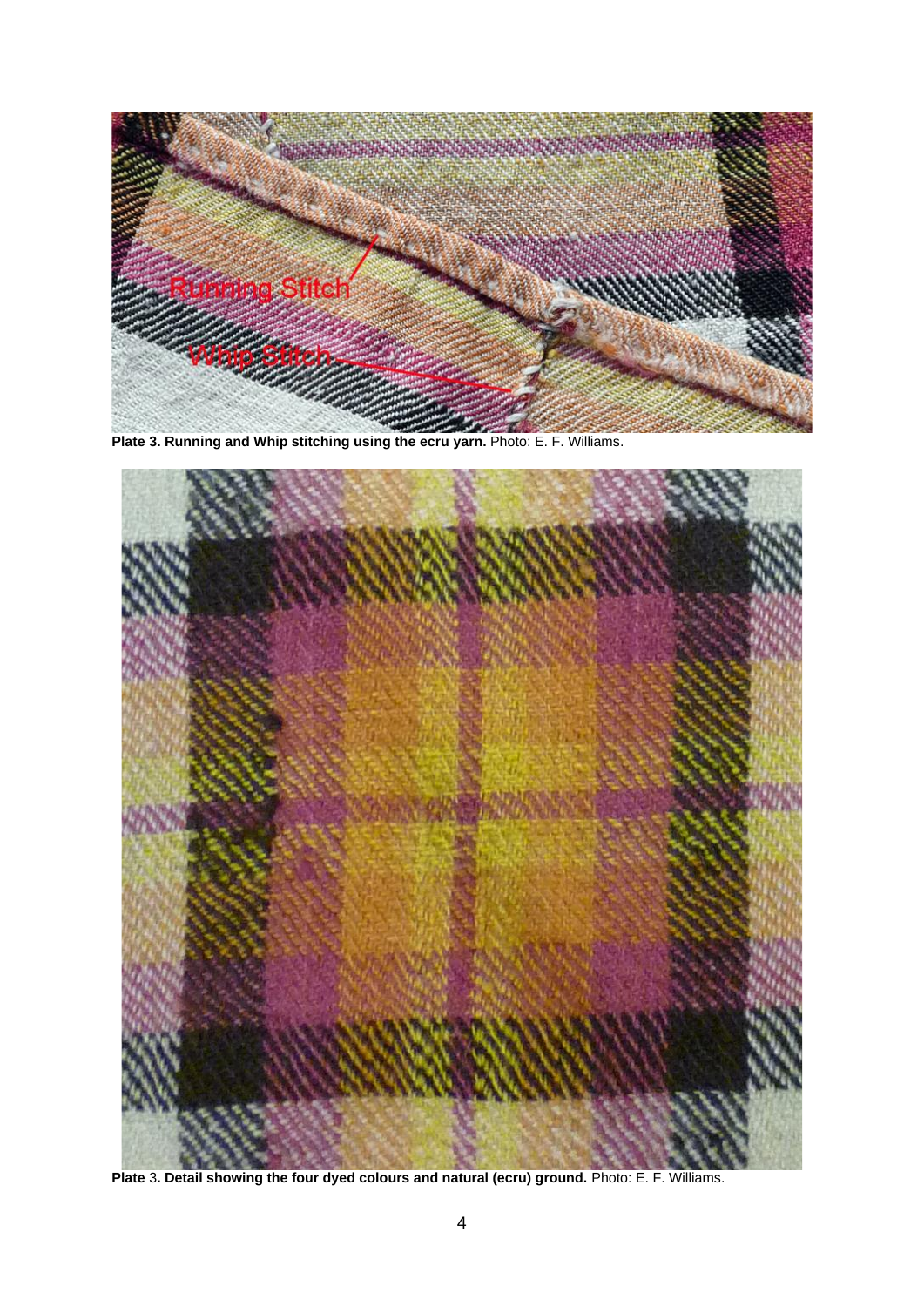**Plate 3. Running and Whip stitching using the ecru yarn.** Photo: E. F. Williams.

**Plate** 3**. Detail showing the four dyed colours and natural (ecru) ground.** Photo: E. F. Williams.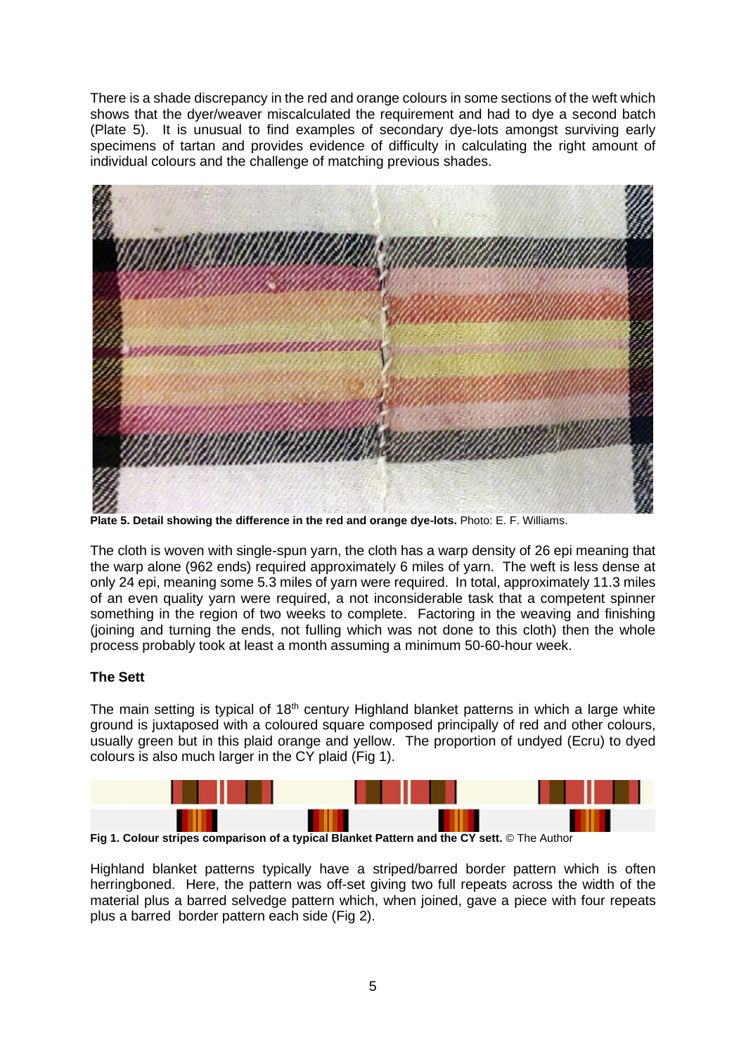There is a shade discrepancy in the red and orange colours in some sections of the weft which shows that the dyer/weaver miscalculated the requirement and had to dye a second batch (Plate 5). It is unusual to find examples of secondary dye-lots amongst surviving early specimens of tartan and provides evidence of difficulty in calculating the right amount of individual colours and the challenge of matching previous shades.

**Plate 5. Detail showing the difference in the red and orange dye-lots.** Photo: E. F. Williams.

The cloth is woven with single-spun yarn, the cloth has a warp density of 26 epi meaning that the warp alone (962 ends) required approximately 6 miles of yarn. The weft is less dense at only 24 epi, meaning some 5.3 miles of yarn were required. In total, approximately 11.3 miles of an even quality yarn were required, a not inconsiderable task that a competent spinner something in the region of two weeks to complete. Factoring in the weaving and finishing (joining and turning the ends, not fulling which was not done to this cloth) then the whole process probably took at least a month assuming a minimum 50-60-hour week.

### The Sett

The main setting is typical of 18th century Highland blanket patterns in which a large white ground is juxtaposed with a coloured square composed principally of red and other colours, usually green but in this plaid orange and yellow. The proportion of undyed (Ecru) to dyed colours is also much larger in the CY plaid (Fig 1).

**Fig 1. Colour stripes comparison of a typical Blanket Pattern and the CY sett.** © The Author

Highland blanket patterns typically have a striped/barred border pattern which is often herringboned. Here, the pattern was off-set giving two full repeats across the width of the material plus a barred selvedge pattern which, when joined, gave a piece with four repeats plus a barred border pattern each side (Fig 2).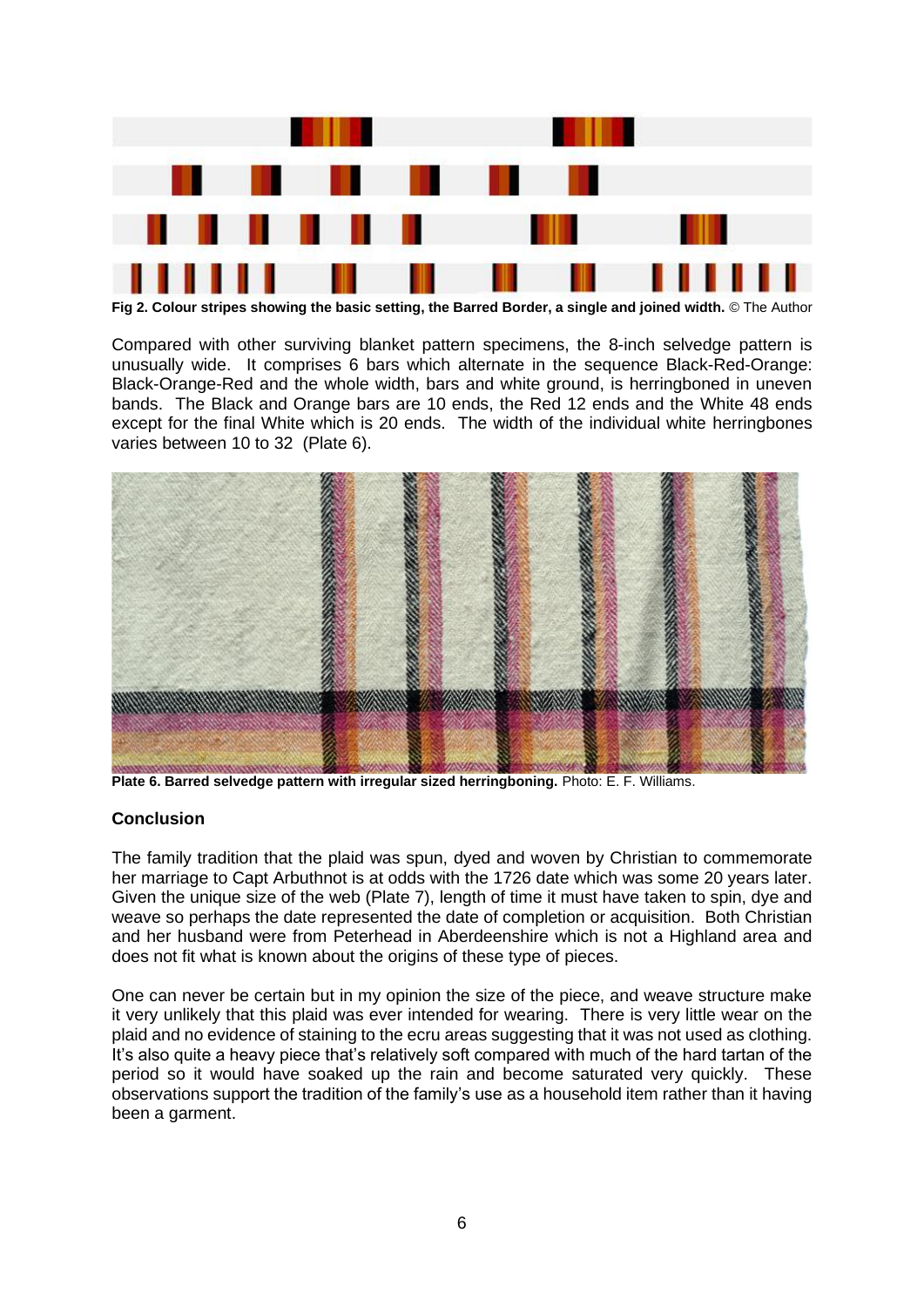**Fig 2. Colour stripes showing the basic setting, the Barred Border, a single and joined width.** © The Author

Compared with other surviving blanket pattern specimens, the 8-inch selvedge pattern is unusually wide. It comprises 6 bars which alternate in the sequence Black-Red-Orange: Black-Orange-Red and the whole width, bars and white ground, is herringboned in uneven bands. The Black and Orange bars are 10 ends, the Red 12 ends and the White 48 ends except for the final White which is 20 ends. The width of the individual white herringbones varies between 10 to 32 (Plate 6).

**Plate 6. Barred selvedge pattern with irregular sized herringboning.** Photo: E. F. Williams.

## Conclusion

The family tradition that the plaid was spun, dyed and woven by Christian to commemorate her marriage to Capt Arbuthnot is at odds with the 1726 date which was some 20 years later. Given the unique size of the web (Plate 7), length of time it must have taken to spin, dye and weave so perhaps the date represented the date of completion or acquisition. Both Christian and her husband were from Peterhead in Aberdeenshire which is not a Highland area and does not fit what is known about the origins of these type of pieces.

One can never be certain but in my opinion the size of the piece, and weave structure make it very unlikely that this plaid was ever intended for wearing. There is very little wear on the plaid and no evidence of staining to the ecru areas suggesting that it was not used as clothing. It's also quite a heavy piece that's relatively soft compared with much of the hard tartan of the period so it would have soaked up the rain and become saturated very quickly. These observations support the tradition of the family's use as a household item rather than it having been a garment.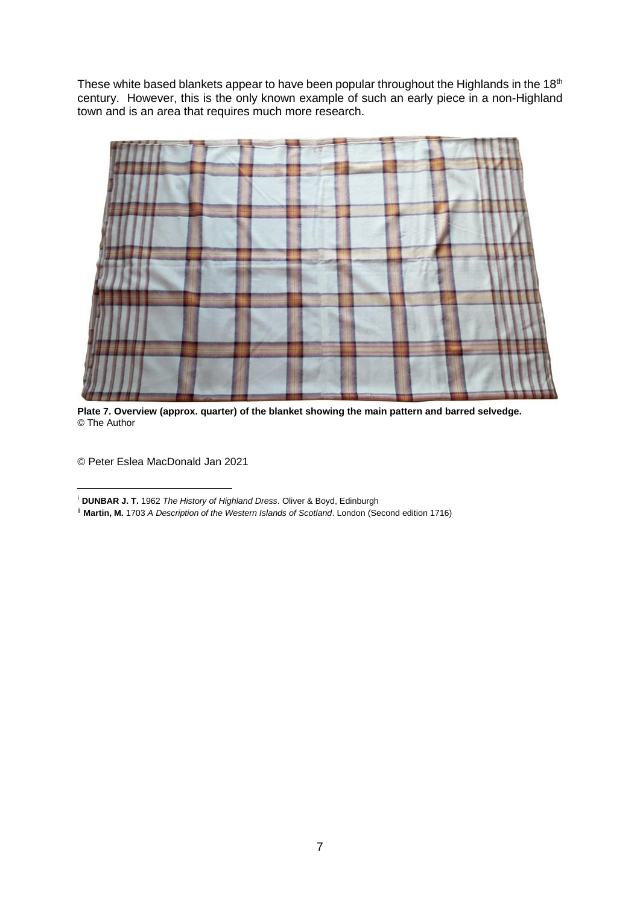These white based blankets appear to have been popular throughout the Highlands in the 18th century. However, this is the only known example of such an early piece in a non-Highland town and is an area that requires much more research.

**Plate 7. Overview (approx. quarter) of the blanket showing the main pattern and barred selvedge.**
© The Author

© Peter Eslea MacDonald Jan 2021

---

[i] **DUNBAR J. T.** 1962 *The History of Highland Dress*. Oliver & Boyd, Edinburgh

[ii] **Martin, M.** 1703 *A Description of the Western Islands of Scotland*. London (Second edition 1716)